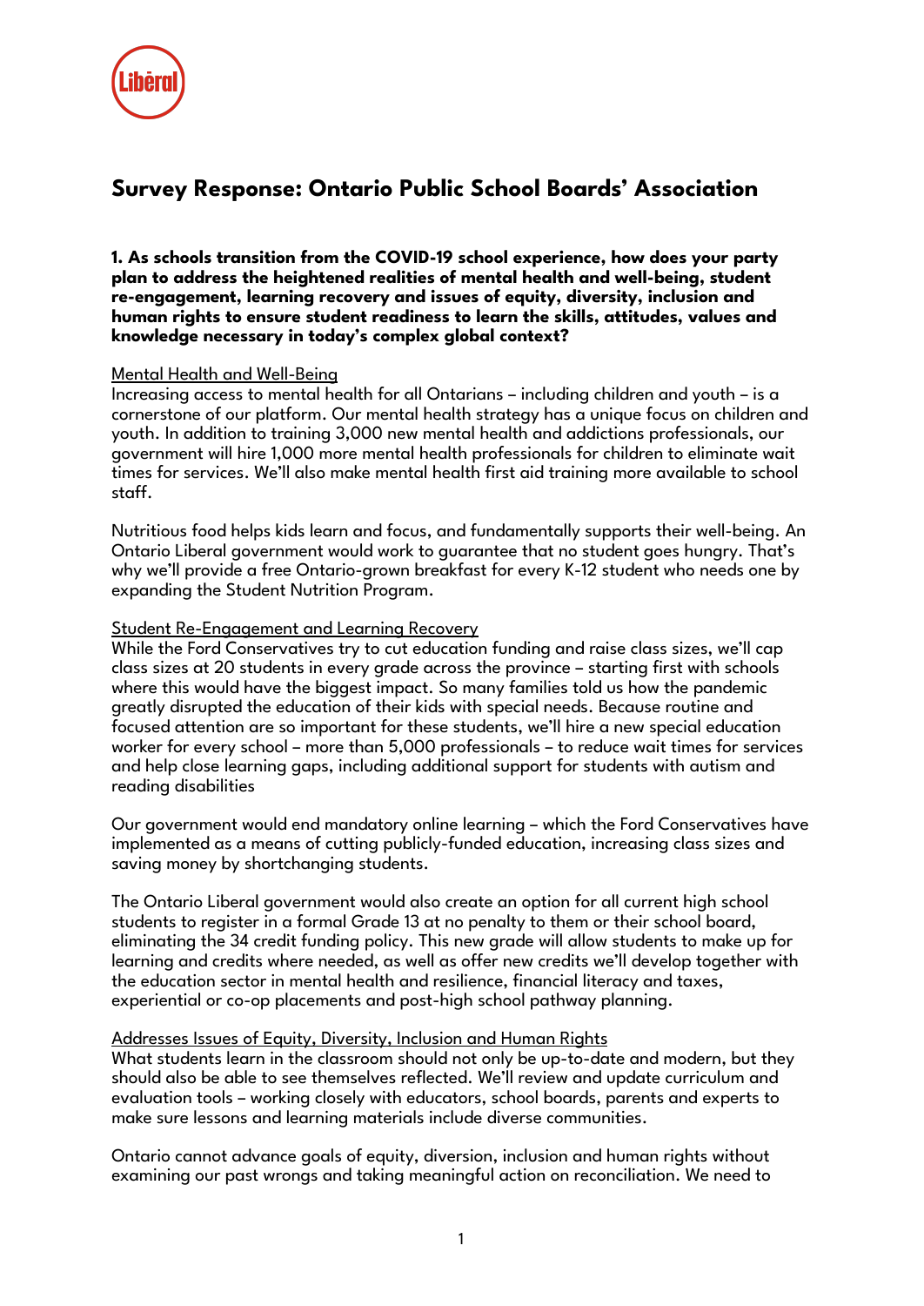# Survey Response: Ontario Public School Boards' Association

**1. As schools transition from the COVID-19 school experience, how does your party plan to address the heightened realities of mental health and well-being, student re-engagement, learning recovery and issues of equity, diversity, inclusion and human rights to ensure student readiness to learn the skills, attitudes, values and knowledge necessary in today's complex global context?**

<u>Mental Health and Well-Being</u>

Increasing access to mental health for all Ontarians – including children and youth – is a cornerstone of our platform. Our mental health strategy has a unique focus on children and youth. In addition to training 3,000 new mental health and addictions professionals, our government will hire 1,000 more mental health professionals for children to eliminate wait times for services. We'll also make mental health first aid training more available to school staff.

Nutritious food helps kids learn and focus, and fundamentally supports their well-being. An Ontario Liberal government would work to guarantee that no student goes hungry. That's why we'll provide a free Ontario-grown breakfast for every K-12 student who needs one by expanding the Student Nutrition Program.

<u>Student Re-Engagement and Learning Recovery</u>

While the Ford Conservatives try to cut education funding and raise class sizes, we'll cap class sizes at 20 students in every grade across the province – starting first with schools where this would have the biggest impact. So many families told us how the pandemic greatly disrupted the education of their kids with special needs. Because routine and focused attention are so important for these students, we'll hire a new special education worker for every school – more than 5,000 professionals – to reduce wait times for services and help close learning gaps, including additional support for students with autism and reading disabilities

Our government would end mandatory online learning – which the Ford Conservatives have implemented as a means of cutting publicly-funded education, increasing class sizes and saving money by shortchanging students.

The Ontario Liberal government would also create an option for all current high school students to register in a formal Grade 13 at no penalty to them or their school board, eliminating the 34 credit funding policy. This new grade will allow students to make up for learning and credits where needed, as well as offer new credits we'll develop together with the education sector in mental health and resilience, financial literacy and taxes, experiential or co-op placements and post-high school pathway planning.

<u>Addresses Issues of Equity, Diversity, Inclusion and Human Rights</u>

What students learn in the classroom should not only be up-to-date and modern, but they should also be able to see themselves reflected. We'll review and update curriculum and evaluation tools – working closely with educators, school boards, parents and experts to make sure lessons and learning materials include diverse communities.

Ontario cannot advance goals of equity, diversion, inclusion and human rights without examining our past wrongs and taking meaningful action on reconciliation. We need to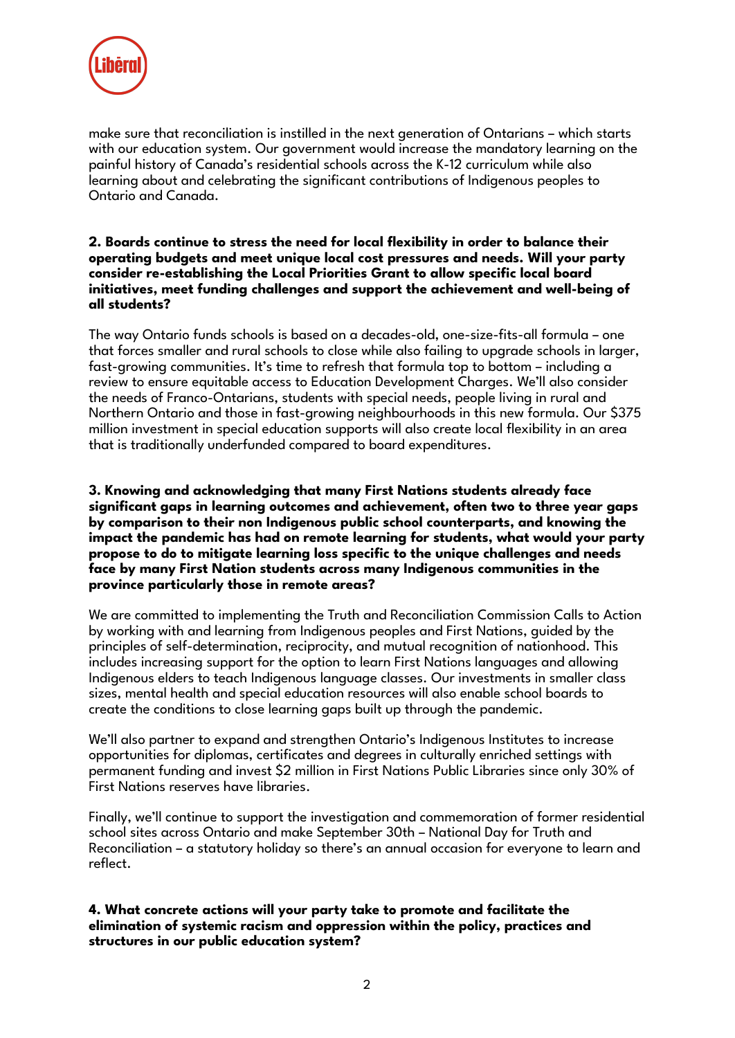make sure that reconciliation is instilled in the next generation of Ontarians – which starts with our education system. Our government would increase the mandatory learning on the painful history of Canada's residential schools across the K-12 curriculum while also learning about and celebrating the significant contributions of Indigenous peoples to Ontario and Canada.

**2. Boards continue to stress the need for local flexibility in order to balance their operating budgets and meet unique local cost pressures and needs. Will your party consider re-establishing the Local Priorities Grant to allow specific local board initiatives, meet funding challenges and support the achievement and well-being of all students?**

The way Ontario funds schools is based on a decades-old, one-size-fits-all formula – one that forces smaller and rural schools to close while also failing to upgrade schools in larger, fast-growing communities. It's time to refresh that formula top to bottom – including a review to ensure equitable access to Education Development Charges. We'll also consider the needs of Franco-Ontarians, students with special needs, people living in rural and Northern Ontario and those in fast-growing neighbourhoods in this new formula. Our $375 million investment in special education supports will also create local flexibility in an area that is traditionally underfunded compared to board expenditures.

**3. Knowing and acknowledging that many First Nations students already face significant gaps in learning outcomes and achievement, often two to three year gaps by comparison to their non Indigenous public school counterparts, and knowing the impact the pandemic has had on remote learning for students, what would your party propose to do to mitigate learning loss specific to the unique challenges and needs face by many First Nation students across many Indigenous communities in the province particularly those in remote areas?**

We are committed to implementing the Truth and Reconciliation Commission Calls to Action by working with and learning from Indigenous peoples and First Nations, guided by the principles of self-determination, reciprocity, and mutual recognition of nationhood. This includes increasing support for the option to learn First Nations languages and allowing Indigenous elders to teach Indigenous language classes. Our investments in smaller class sizes, mental health and special education resources will also enable school boards to create the conditions to close learning gaps built up through the pandemic.

We'll also partner to expand and strengthen Ontario's Indigenous Institutes to increase opportunities for diplomas, certificates and degrees in culturally enriched settings with permanent funding and invest $2 million in First Nations Public Libraries since only 30% of First Nations reserves have libraries.

Finally, we'll continue to support the investigation and commemoration of former residential school sites across Ontario and make September 30th – National Day for Truth and Reconciliation – a statutory holiday so there's an annual occasion for everyone to learn and reflect.

**4. What concrete actions will your party take to promote and facilitate the elimination of systemic racism and oppression within the policy, practices and structures in our public education system?**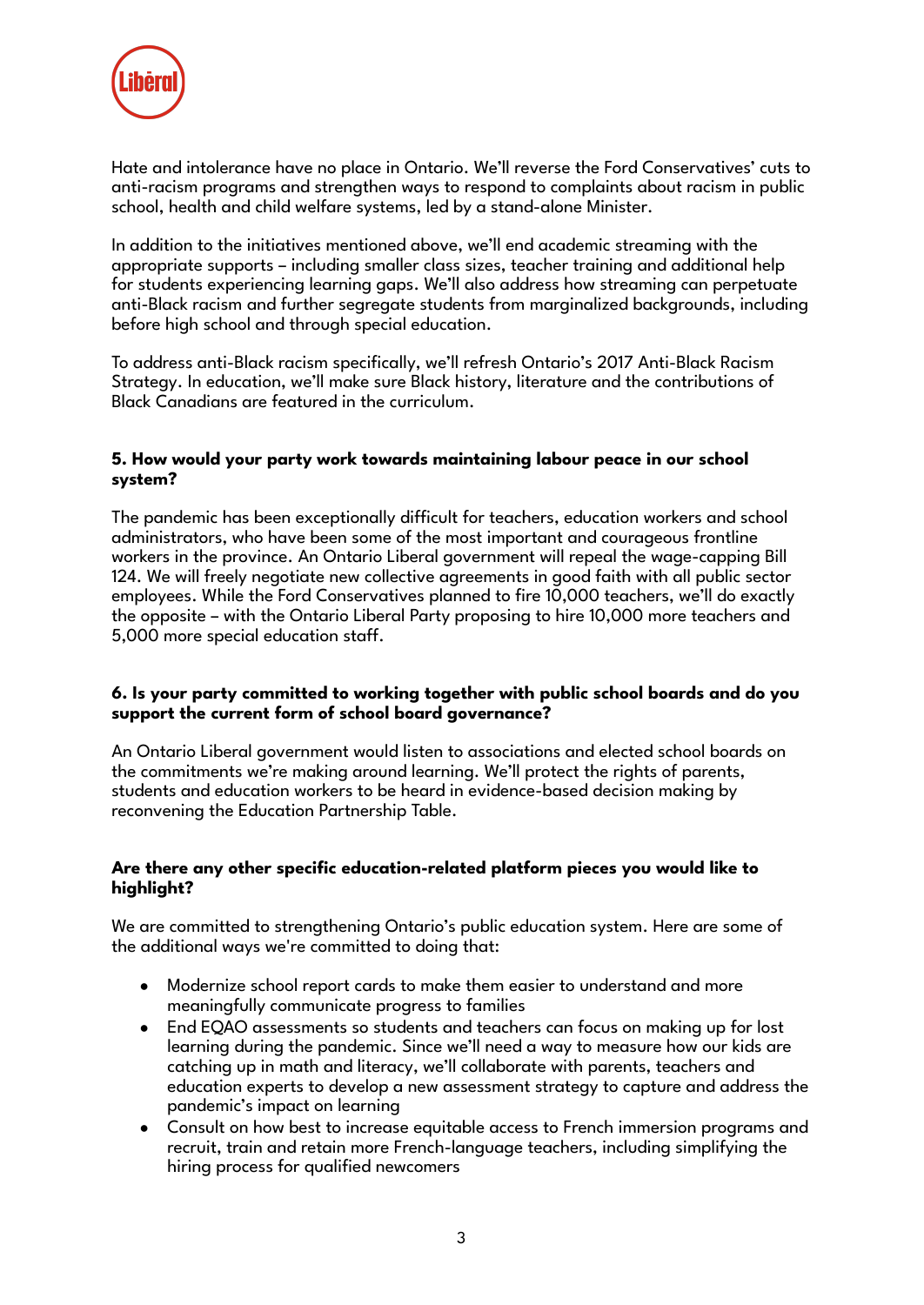Hate and intolerance have no place in Ontario. We'll reverse the Ford Conservatives' cuts to anti-racism programs and strengthen ways to respond to complaints about racism in public school, health and child welfare systems, led by a stand-alone Minister.

In addition to the initiatives mentioned above, we'll end academic streaming with the appropriate supports – including smaller class sizes, teacher training and additional help for students experiencing learning gaps. We'll also address how streaming can perpetuate anti-Black racism and further segregate students from marginalized backgrounds, including before high school and through special education.

To address anti-Black racism specifically, we'll refresh Ontario's 2017 Anti-Black Racism Strategy. In education, we'll make sure Black history, literature and the contributions of Black Canadians are featured in the curriculum.

**5. How would your party work towards maintaining labour peace in our school system?**

The pandemic has been exceptionally difficult for teachers, education workers and school administrators, who have been some of the most important and courageous frontline workers in the province. An Ontario Liberal government will repeal the wage-capping Bill 124. We will freely negotiate new collective agreements in good faith with all public sector employees. While the Ford Conservatives planned to fire 10,000 teachers, we'll do exactly the opposite – with the Ontario Liberal Party proposing to hire 10,000 more teachers and 5,000 more special education staff.

**6. Is your party committed to working together with public school boards and do you support the current form of school board governance?**

An Ontario Liberal government would listen to associations and elected school boards on the commitments we're making around learning. We'll protect the rights of parents, students and education workers to be heard in evidence-based decision making by reconvening the Education Partnership Table.

**Are there any other specific education-related platform pieces you would like to highlight?**

We are committed to strengthening Ontario's public education system. Here are some of the additional ways we're committed to doing that:

- Modernize school report cards to make them easier to understand and more meaningfully communicate progress to families
- End EQAO assessments so students and teachers can focus on making up for lost learning during the pandemic. Since we'll need a way to measure how our kids are catching up in math and literacy, we'll collaborate with parents, teachers and education experts to develop a new assessment strategy to capture and address the pandemic's impact on learning
- Consult on how best to increase equitable access to French immersion programs and recruit, train and retain more French-language teachers, including simplifying the hiring process for qualified newcomers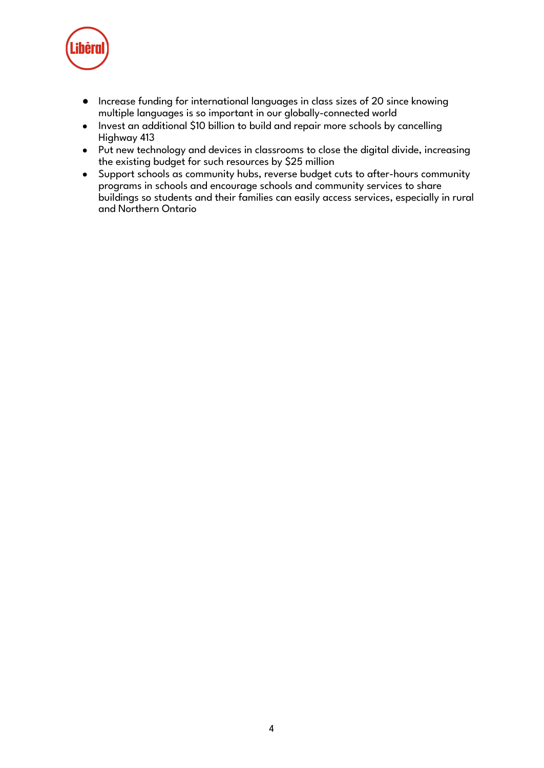- Increase funding for international languages in class sizes of 20 since knowing multiple languages is so important in our globally-connected world
- Invest an additional $10 billion to build and repair more schools by cancelling Highway 413
- Put new technology and devices in classrooms to close the digital divide, increasing the existing budget for such resources by $25 million
- Support schools as community hubs, reverse budget cuts to after-hours community programs in schools and encourage schools and community services to share buildings so students and their families can easily access services, especially in rural and Northern Ontario